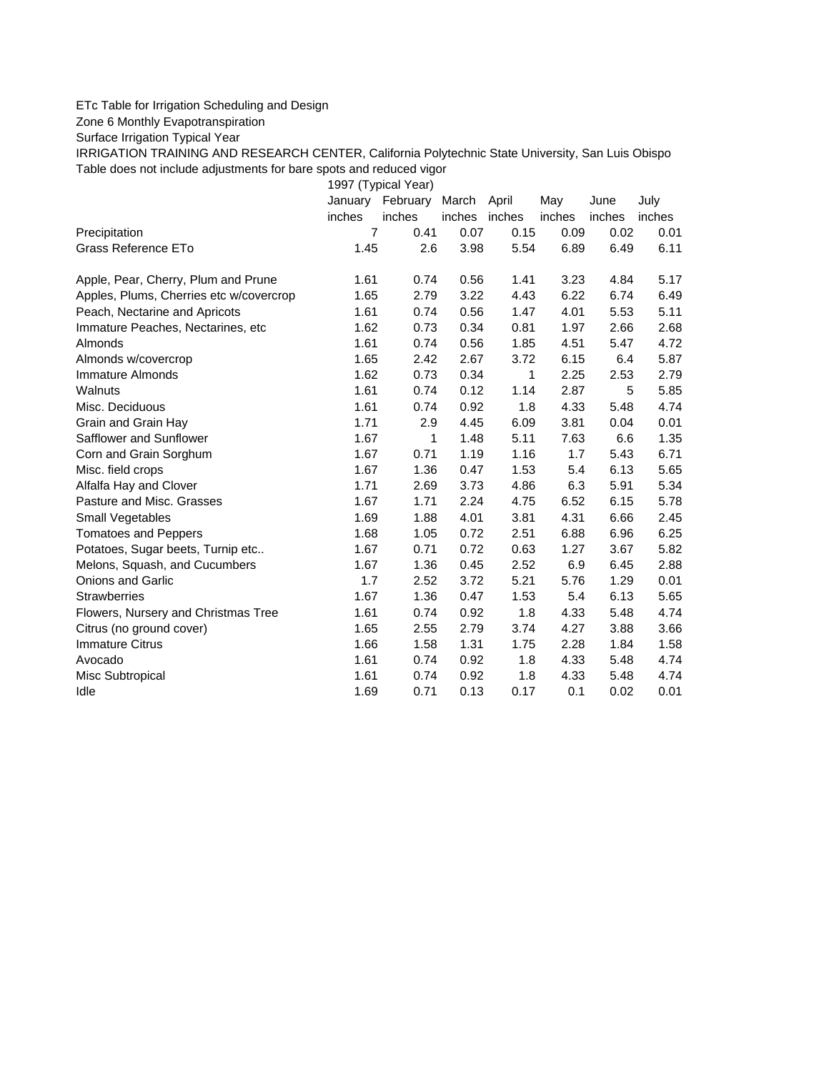ETc Table for Irrigation Scheduling and Design

Zone 6 Monthly Evapotranspiration

Surface Irrigation Typical Year

IRRIGATION TRAINING AND RESEARCH CENTER, California Polytechnic State University, San Luis Obispo

Table does not include adjustments for bare spots and reduced vigor

| | 1997 (Typical Year) | | | | | | |
|---|---|---|---|---|---|---|---|
| | January | February | March | April | May | June | July |
| | inches | inches | inches | inches | inches | inches | inches |
| Precipitation | 7 | 0.41 | 0.07 | 0.15 | 0.09 | 0.02 | 0.01 |
| Grass Reference ETo | 1.45 | 2.6 | 3.98 | 5.54 | 6.89 | 6.49 | 6.11 |
| | | | | | | | |
| Apple, Pear, Cherry, Plum and Prune | 1.61 | 0.74 | 0.56 | 1.41 | 3.23 | 4.84 | 5.17 |
| Apples, Plums, Cherries etc w/covercrop | 1.65 | 2.79 | 3.22 | 4.43 | 6.22 | 6.74 | 6.49 |
| Peach, Nectarine and Apricots | 1.61 | 0.74 | 0.56 | 1.47 | 4.01 | 5.53 | 5.11 |
| Immature Peaches, Nectarines, etc | 1.62 | 0.73 | 0.34 | 0.81 | 1.97 | 2.66 | 2.68 |
| Almonds | 1.61 | 0.74 | 0.56 | 1.85 | 4.51 | 5.47 | 4.72 |
| Almonds w/covercrop | 1.65 | 2.42 | 2.67 | 3.72 | 6.15 | 6.4 | 5.87 |
| Immature Almonds | 1.62 | 0.73 | 0.34 | 1 | 2.25 | 2.53 | 2.79 |
| Walnuts | 1.61 | 0.74 | 0.12 | 1.14 | 2.87 | 5 | 5.85 |
| Misc. Deciduous | 1.61 | 0.74 | 0.92 | 1.8 | 4.33 | 5.48 | 4.74 |
| Grain and Grain Hay | 1.71 | 2.9 | 4.45 | 6.09 | 3.81 | 0.04 | 0.01 |
| Safflower and Sunflower | 1.67 | 1 | 1.48 | 5.11 | 7.63 | 6.6 | 1.35 |
| Corn and Grain Sorghum | 1.67 | 0.71 | 1.19 | 1.16 | 1.7 | 5.43 | 6.71 |
| Misc. field crops | 1.67 | 1.36 | 0.47 | 1.53 | 5.4 | 6.13 | 5.65 |
| Alfalfa Hay and Clover | 1.71 | 2.69 | 3.73 | 4.86 | 6.3 | 5.91 | 5.34 |
| Pasture and Misc. Grasses | 1.67 | 1.71 | 2.24 | 4.75 | 6.52 | 6.15 | 5.78 |
| Small Vegetables | 1.69 | 1.88 | 4.01 | 3.81 | 4.31 | 6.66 | 2.45 |
| Tomatoes and Peppers | 1.68 | 1.05 | 0.72 | 2.51 | 6.88 | 6.96 | 6.25 |
| Potatoes, Sugar beets, Turnip etc.. | 1.67 | 0.71 | 0.72 | 0.63 | 1.27 | 3.67 | 5.82 |
| Melons, Squash, and Cucumbers | 1.67 | 1.36 | 0.45 | 2.52 | 6.9 | 6.45 | 2.88 |
| Onions and Garlic | 1.7 | 2.52 | 3.72 | 5.21 | 5.76 | 1.29 | 0.01 |
| Strawberries | 1.67 | 1.36 | 0.47 | 1.53 | 5.4 | 6.13 | 5.65 |
| Flowers, Nursery and Christmas Tree | 1.61 | 0.74 | 0.92 | 1.8 | 4.33 | 5.48 | 4.74 |
| Citrus (no ground cover) | 1.65 | 2.55 | 2.79 | 3.74 | 4.27 | 3.88 | 3.66 |
| Immature Citrus | 1.66 | 1.58 | 1.31 | 1.75 | 2.28 | 1.84 | 1.58 |
| Avocado | 1.61 | 0.74 | 0.92 | 1.8 | 4.33 | 5.48 | 4.74 |
| Misc Subtropical | 1.61 | 0.74 | 0.92 | 1.8 | 4.33 | 5.48 | 4.74 |
| Idle | 1.69 | 0.71 | 0.13 | 0.17 | 0.1 | 0.02 | 0.01 |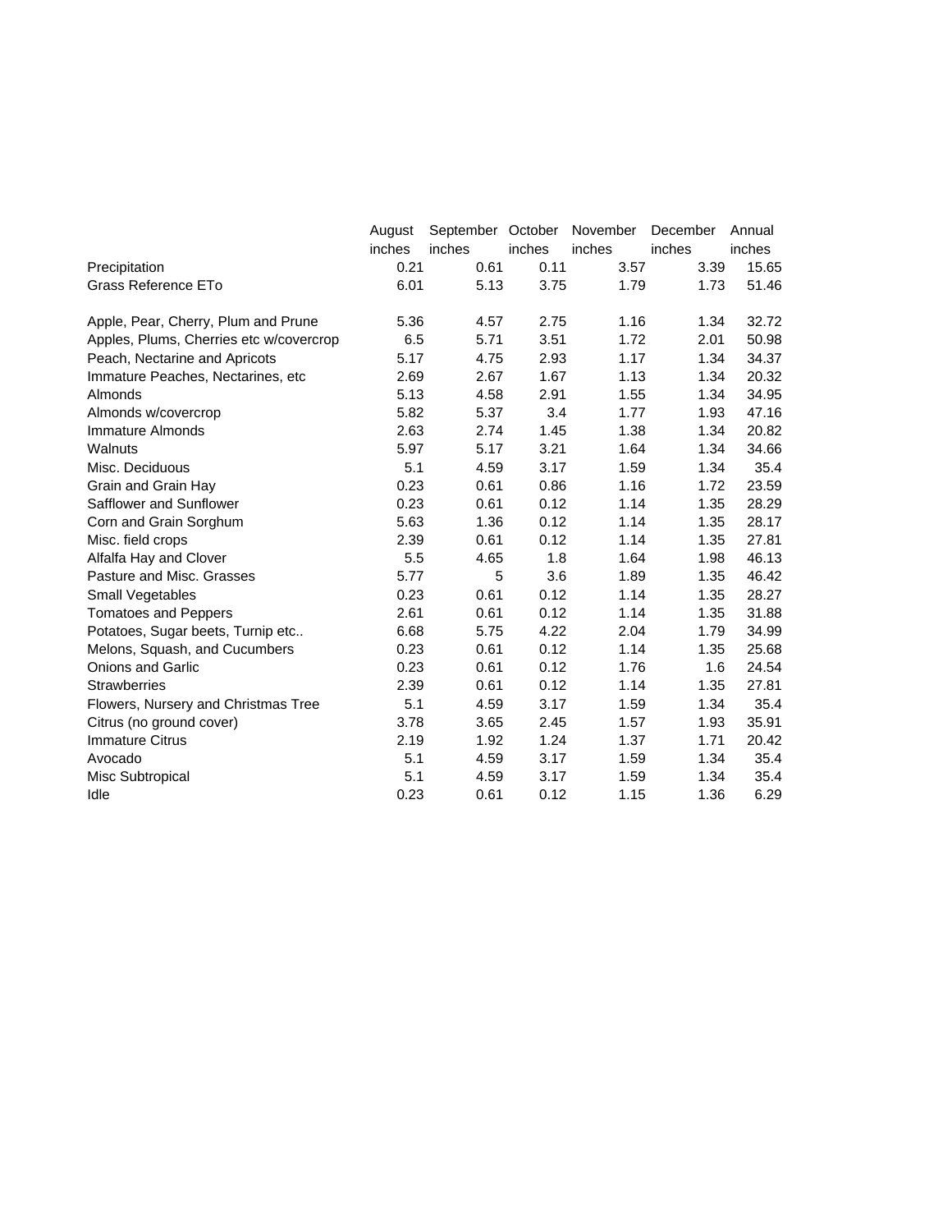| | August inches | September inches | October inches | November inches | December inches | Annual inches |
|---|---|---|---|---|---|---|
| Precipitation | 0.21 | 0.61 | 0.11 | 3.57 | 3.39 | 15.65 |
| Grass Reference ETo | 6.01 | 5.13 | 3.75 | 1.79 | 1.73 | 51.46 |
| | | | | | | |
| Apple, Pear, Cherry, Plum and Prune | 5.36 | 4.57 | 2.75 | 1.16 | 1.34 | 32.72 |
| Apples, Plums, Cherries etc w/covercrop | 6.5 | 5.71 | 3.51 | 1.72 | 2.01 | 50.98 |
| Peach, Nectarine and Apricots | 5.17 | 4.75 | 2.93 | 1.17 | 1.34 | 34.37 |
| Immature Peaches, Nectarines, etc | 2.69 | 2.67 | 1.67 | 1.13 | 1.34 | 20.32 |
| Almonds | 5.13 | 4.58 | 2.91 | 1.55 | 1.34 | 34.95 |
| Almonds w/covercrop | 5.82 | 5.37 | 3.4 | 1.77 | 1.93 | 47.16 |
| Immature Almonds | 2.63 | 2.74 | 1.45 | 1.38 | 1.34 | 20.82 |
| Walnuts | 5.97 | 5.17 | 3.21 | 1.64 | 1.34 | 34.66 |
| Misc. Deciduous | 5.1 | 4.59 | 3.17 | 1.59 | 1.34 | 35.4 |
| Grain and Grain Hay | 0.23 | 0.61 | 0.86 | 1.16 | 1.72 | 23.59 |
| Safflower and Sunflower | 0.23 | 0.61 | 0.12 | 1.14 | 1.35 | 28.29 |
| Corn and Grain Sorghum | 5.63 | 1.36 | 0.12 | 1.14 | 1.35 | 28.17 |
| Misc. field crops | 2.39 | 0.61 | 0.12 | 1.14 | 1.35 | 27.81 |
| Alfalfa Hay and Clover | 5.5 | 4.65 | 1.8 | 1.64 | 1.98 | 46.13 |
| Pasture and Misc. Grasses | 5.77 | 5 | 3.6 | 1.89 | 1.35 | 46.42 |
| Small Vegetables | 0.23 | 0.61 | 0.12 | 1.14 | 1.35 | 28.27 |
| Tomatoes and Peppers | 2.61 | 0.61 | 0.12 | 1.14 | 1.35 | 31.88 |
| Potatoes, Sugar beets, Turnip etc.. | 6.68 | 5.75 | 4.22 | 2.04 | 1.79 | 34.99 |
| Melons, Squash, and Cucumbers | 0.23 | 0.61 | 0.12 | 1.14 | 1.35 | 25.68 |
| Onions and Garlic | 0.23 | 0.61 | 0.12 | 1.76 | 1.6 | 24.54 |
| Strawberries | 2.39 | 0.61 | 0.12 | 1.14 | 1.35 | 27.81 |
| Flowers, Nursery and Christmas Tree | 5.1 | 4.59 | 3.17 | 1.59 | 1.34 | 35.4 |
| Citrus (no ground cover) | 3.78 | 3.65 | 2.45 | 1.57 | 1.93 | 35.91 |
| Immature Citrus | 2.19 | 1.92 | 1.24 | 1.37 | 1.71 | 20.42 |
| Avocado | 5.1 | 4.59 | 3.17 | 1.59 | 1.34 | 35.4 |
| Misc Subtropical | 5.1 | 4.59 | 3.17 | 1.59 | 1.34 | 35.4 |
| Idle | 0.23 | 0.61 | 0.12 | 1.15 | 1.36 | 6.29 |